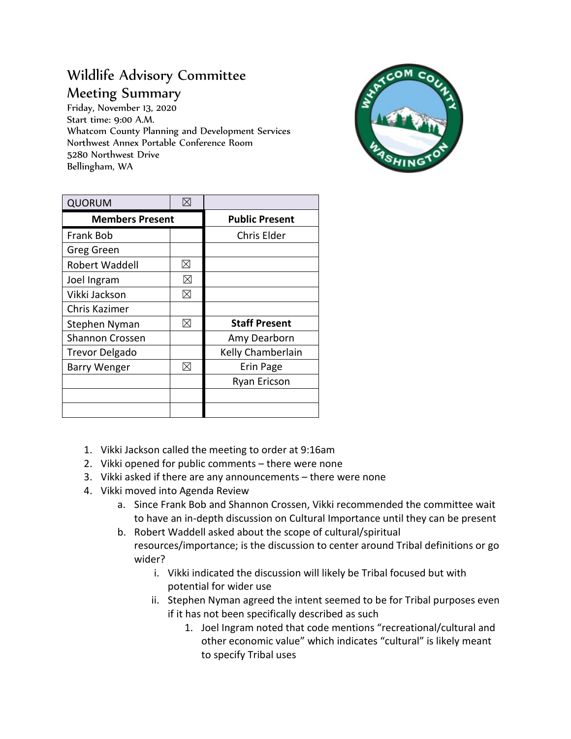# Wildlife Advisory Committee

## Meeting Summary

Friday, November 13, 2020
Start time: 9:00 A.M.
Whatcom County Planning and Development Services
Northwest Annex Portable Conference Room
5280 Northwest Drive
Bellingham, WA

| QUORUM | ☒ | |
|---|---|---|
| **Members Present** | | **Public Present** |
| Frank Bob | | Chris Elder |
| Greg Green | | |
| Robert Waddell | ☒ | |
| Joel Ingram | ☒ | |
| Vikki Jackson | ☒ | |
| Chris Kazimer | | |
| Stephen Nyman | ☒ | **Staff Present** |
| Shannon Crossen | | Amy Dearborn |
| Trevor Delgado | | Kelly Chamberlain |
| Barry Wenger | ☒ | Erin Page |
| | | Ryan Ericson |
| | | |
| | | |

1. Vikki Jackson called the meeting to order at 9:16am
2. Vikki opened for public comments – there were none
3. Vikki asked if there are any announcements – there were none
4. Vikki moved into Agenda Review
    a. Since Frank Bob and Shannon Crossen, Vikki recommended the committee wait to have an in-depth discussion on Cultural Importance until they can be present
    b. Robert Waddell asked about the scope of cultural/spiritual resources/importance; is the discussion to center around Tribal definitions or go wider?
        i. Vikki indicated the discussion will likely be Tribal focused but with potential for wider use
        ii. Stephen Nyman agreed the intent seemed to be for Tribal purposes even if it has not been specifically described as such
            1. Joel Ingram noted that code mentions "recreational/cultural and other economic value" which indicates "cultural" is likely meant to specify Tribal uses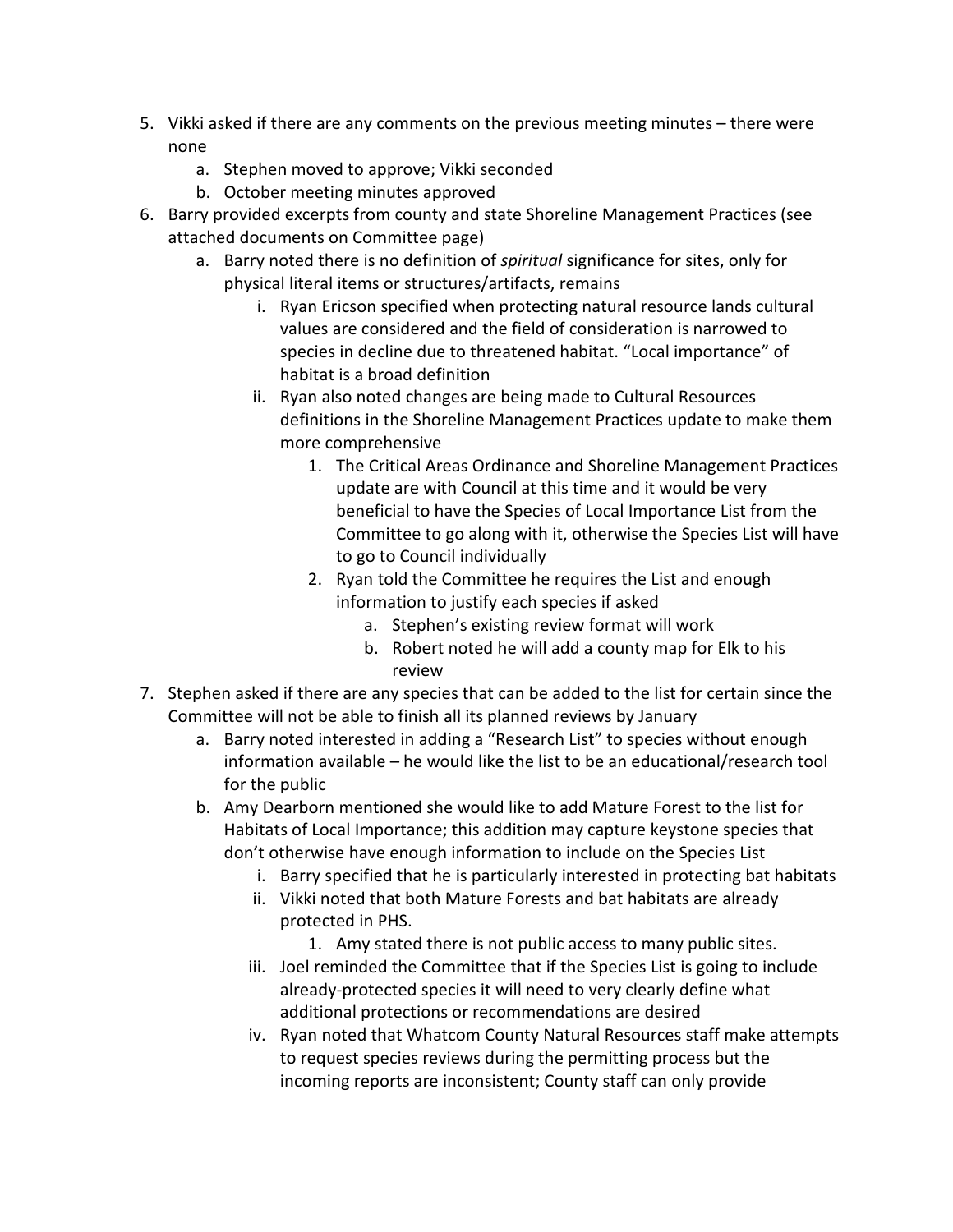5. Vikki asked if there are any comments on the previous meeting minutes – there were none
    a. Stephen moved to approve; Vikki seconded
    b. October meeting minutes approved
6. Barry provided excerpts from county and state Shoreline Management Practices (see attached documents on Committee page)
    a. Barry noted there is no definition of *spiritual* significance for sites, only for physical literal items or structures/artifacts, remains
        i. Ryan Ericson specified when protecting natural resource lands cultural values are considered and the field of consideration is narrowed to species in decline due to threatened habitat. "Local importance" of habitat is a broad definition
        ii. Ryan also noted changes are being made to Cultural Resources definitions in the Shoreline Management Practices update to make them more comprehensive
            1. The Critical Areas Ordinance and Shoreline Management Practices update are with Council at this time and it would be very beneficial to have the Species of Local Importance List from the Committee to go along with it, otherwise the Species List will have to go to Council individually
            2. Ryan told the Committee he requires the List and enough information to justify each species if asked
                a. Stephen's existing review format will work
                b. Robert noted he will add a county map for Elk to his review
7. Stephen asked if there are any species that can be added to the list for certain since the Committee will not be able to finish all its planned reviews by January
    a. Barry noted interested in adding a "Research List" to species without enough information available – he would like the list to be an educational/research tool for the public
    b. Amy Dearborn mentioned she would like to add Mature Forest to the list for Habitats of Local Importance; this addition may capture keystone species that don't otherwise have enough information to include on the Species List
        i. Barry specified that he is particularly interested in protecting bat habitats
        ii. Vikki noted that both Mature Forests and bat habitats are already protected in PHS.
            1. Amy stated there is not public access to many public sites.
        iii. Joel reminded the Committee that if the Species List is going to include already-protected species it will need to very clearly define what additional protections or recommendations are desired
        iv. Ryan noted that Whatcom County Natural Resources staff make attempts to request species reviews during the permitting process but the incoming reports are inconsistent; County staff can only provide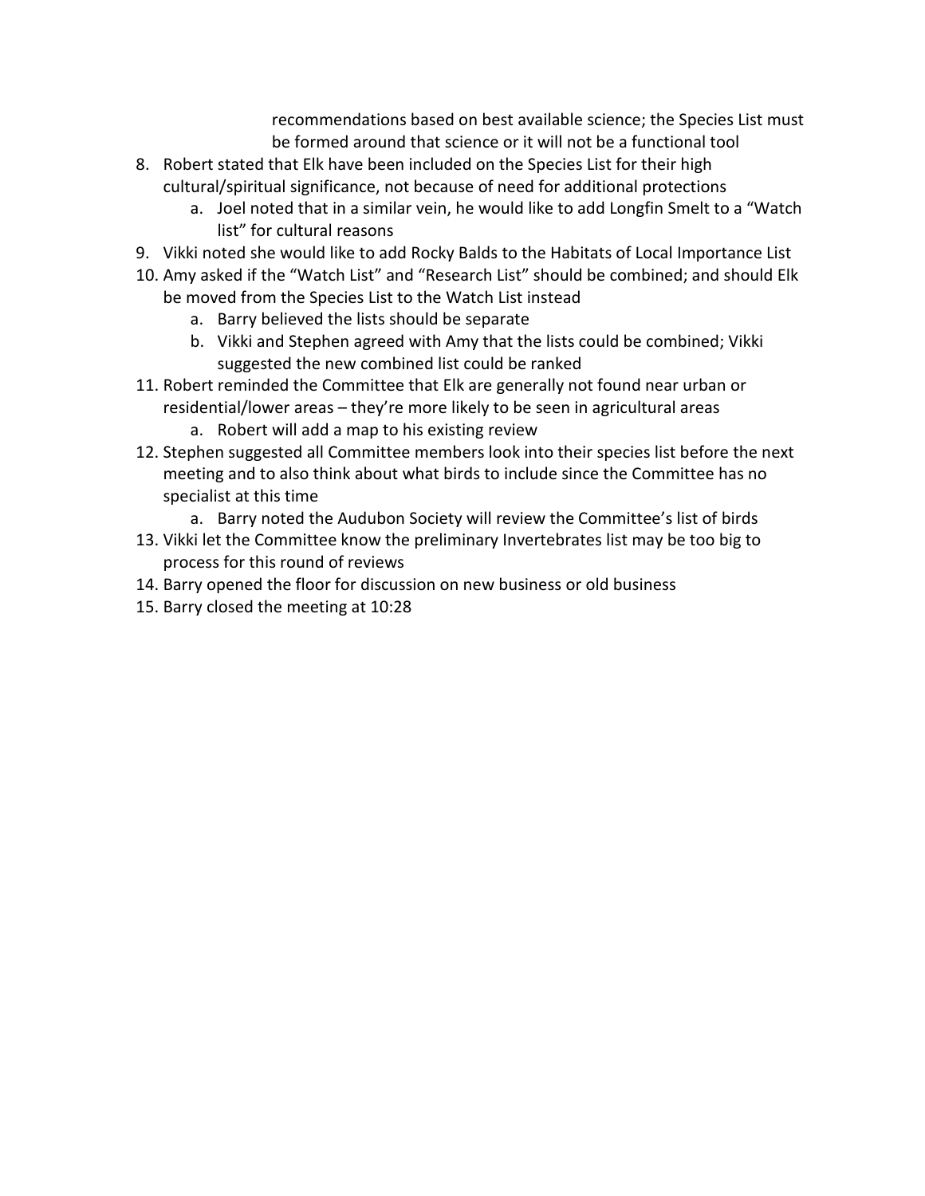recommendations based on best available science; the Species List must be formed around that science or it will not be a functional tool

8. Robert stated that Elk have been included on the Species List for their high cultural/spiritual significance, not because of need for additional protections
    a. Joel noted that in a similar vein, he would like to add Longfin Smelt to a "Watch list" for cultural reasons
9. Vikki noted she would like to add Rocky Balds to the Habitats of Local Importance List
10. Amy asked if the "Watch List" and "Research List" should be combined; and should Elk be moved from the Species List to the Watch List instead
    a. Barry believed the lists should be separate
    b. Vikki and Stephen agreed with Amy that the lists could be combined; Vikki suggested the new combined list could be ranked
11. Robert reminded the Committee that Elk are generally not found near urban or residential/lower areas – they're more likely to be seen in agricultural areas
    a. Robert will add a map to his existing review
12. Stephen suggested all Committee members look into their species list before the next meeting and to also think about what birds to include since the Committee has no specialist at this time
    a. Barry noted the Audubon Society will review the Committee's list of birds
13. Vikki let the Committee know the preliminary Invertebrates list may be too big to process for this round of reviews
14. Barry opened the floor for discussion on new business or old business
15. Barry closed the meeting at 10:28